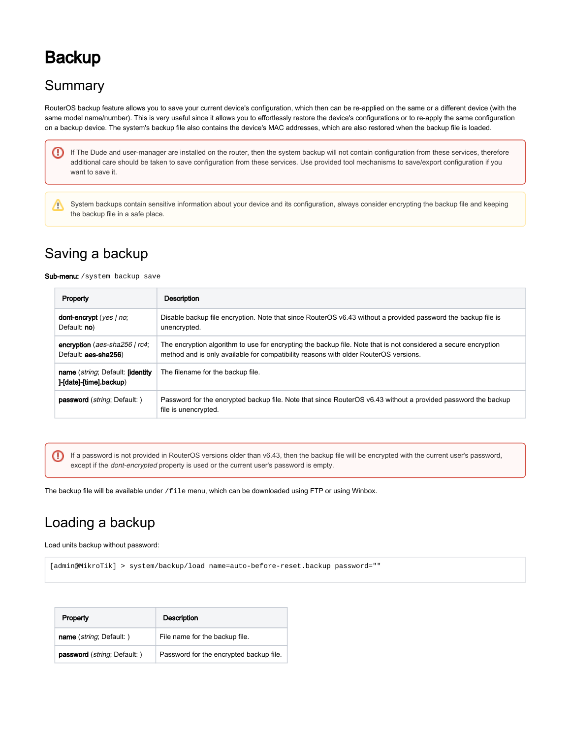# Backup

## Summary

RouterOS backup feature allows you to save your current device's configuration, which then can be re-applied on the same or a different device (with the same model name/number). This is very useful since it allows you to effortlessly restore the device's configurations or to re-apply the same configuration on a backup device. The system's backup file also contains the device's MAC addresses, which are also restored when the backup file is loaded.

> If The Dude and user-manager are installed on the router, then the system backup will not contain configuration from these services, therefore additional care should be taken to save configuration from these services. Use provided tool mechanisms to save/export configuration if you want to save it.

> System backups contain sensitive information about your device and its configuration, always consider encrypting the backup file and keeping the backup file in a safe place.

## Saving a backup

**Sub-menu:** `/system backup save`

| Property | Description |
|---|---|
| **dont-encrypt** (*yes \| no*; Default: **no**) | Disable backup file encryption. Note that since RouterOS v6.43 without a provided password the backup file is unencrypted. |
| **encryption** (*aes-sha256 \| rc4*; Default: **aes-sha256**) | The encryption algorithm to use for encrypting the backup file. Note that is not considered a secure encryption method and is only available for compatibility reasons with older RouterOS versions. |
| **name** (*string*; Default: **[identity]-[date]-[time].backup**) | The filename for the backup file. |
| **password** (*string*; Default: ) | Password for the encrypted backup file. Note that since RouterOS v6.43 without a provided password the backup file is unencrypted. |

> If a password is not provided in RouterOS versions older than v6.43, then the backup file will be encrypted with the current user's password, except if the *dont-encrypted* property is used or the current user's password is empty.

The backup file will be available under `/file` menu, which can be downloaded using FTP or using Winbox.

## Loading a backup

Load units backup without password:

```
[admin@MikroTik] > system/backup/load name=auto-before-reset.backup password=""
```

| Property | Description |
|---|---|
| **name** (*string*; Default: ) | File name for the backup file. |
| **password** (*string*; Default: ) | Password for the encrypted backup file. |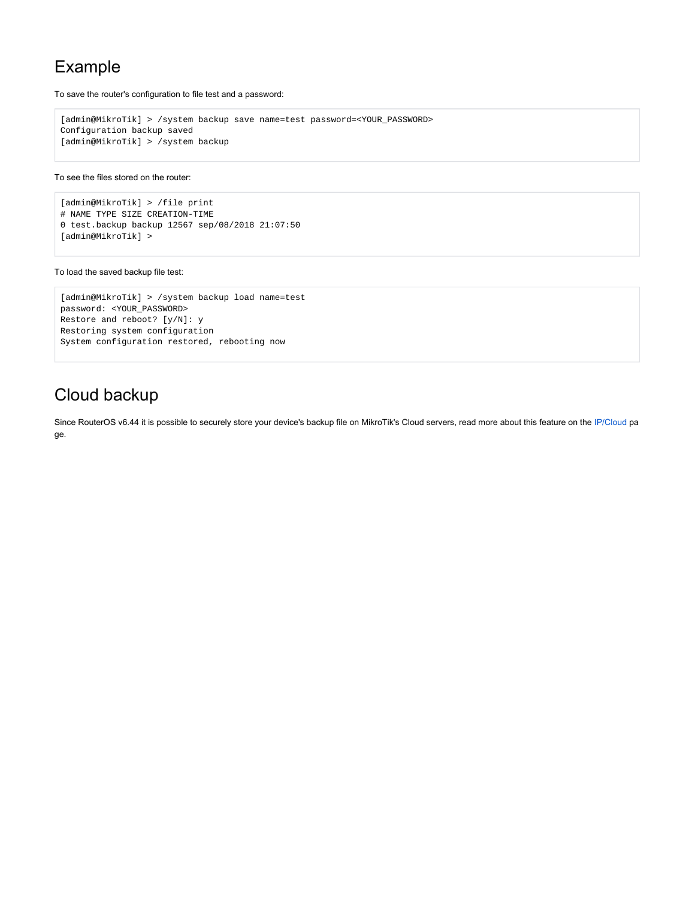## Example

To save the router's configuration to file test and a password:

```
[admin@MikroTik] > /system backup save name=test password=<YOUR_PASSWORD>
Configuration backup saved
[admin@MikroTik] > /system backup
```

To see the files stored on the router:

```
[admin@MikroTik] > /file print
# NAME TYPE SIZE CREATION-TIME
0 test.backup backup 12567 sep/08/2018 21:07:50
[admin@MikroTik] >
```

To load the saved backup file test:

```
[admin@MikroTik] > /system backup load name=test
password: <YOUR_PASSWORD>
Restore and reboot? [y/N]: y
Restoring system configuration
System configuration restored, rebooting now
```

## Cloud backup

Since RouterOS v6.44 it is possible to securely store your device's backup file on MikroTik's Cloud servers, read more about this feature on the IP/Cloud page.